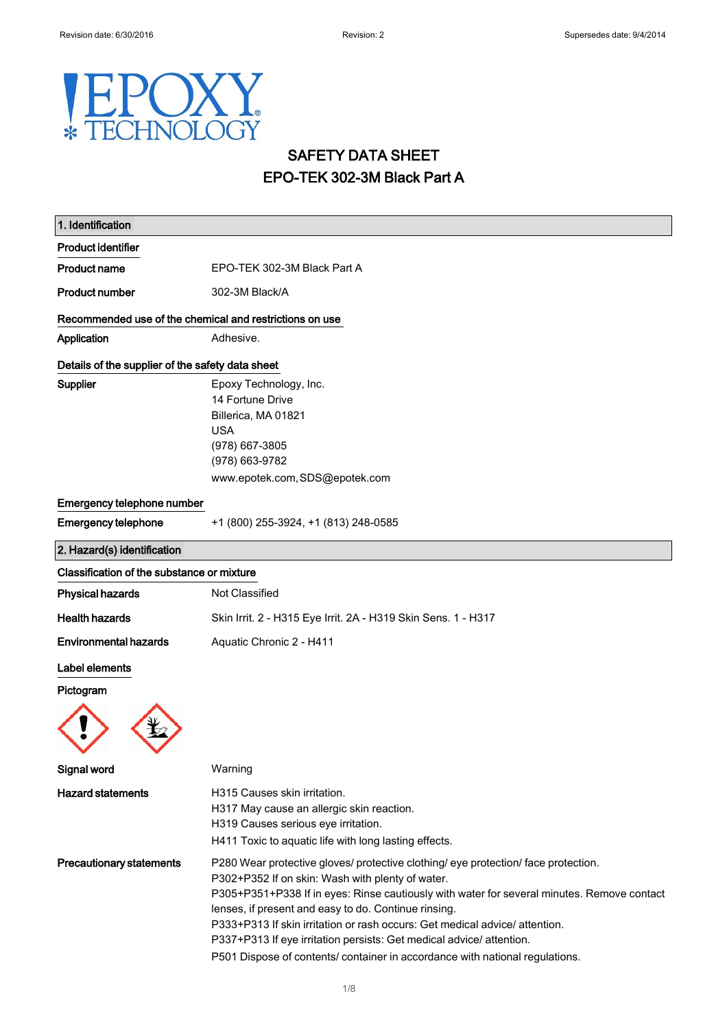# SAFETY DATA SHEET
# EPO-TEK 302-3M Black Part A

## 1. Identification

### Product identifier

**Product name** EPO-TEK 302-3M Black Part A

**Product number** 302-3M Black/A

### Recommended use of the chemical and restrictions on use

**Application** Adhesive.

### Details of the supplier of the safety data sheet

**Supplier**
Epoxy Technology, Inc.
14 Fortune Drive
Billerica, MA 01821
USA
(978) 667-3805
(978) 663-9782
www.epotek.com, SDS@epotek.com

### Emergency telephone number

**Emergency telephone** +1 (800) 255-3924, +1 (813) 248-0585

## 2. Hazard(s) identification

### Classification of the substance or mixture

**Physical hazards** Not Classified

**Health hazards** Skin Irrit. 2 - H315 Eye Irrit. 2A - H319 Skin Sens. 1 - H317

**Environmental hazards** Aquatic Chronic 2 - H411

### Label elements

**Pictogram**

**Signal word** Warning

**Hazard statements**
H315 Causes skin irritation.
H317 May cause an allergic skin reaction.
H319 Causes serious eye irritation.
H411 Toxic to aquatic life with long lasting effects.

**Precautionary statements**
P280 Wear protective gloves/ protective clothing/ eye protection/ face protection.
P302+P352 If on skin: Wash with plenty of water.
P305+P351+P338 If in eyes: Rinse cautiously with water for several minutes. Remove contact lenses, if present and easy to do. Continue rinsing.
P333+P313 If skin irritation or rash occurs: Get medical advice/ attention.
P337+P313 If eye irritation persists: Get medical advice/ attention.
P501 Dispose of contents/ container in accordance with national regulations.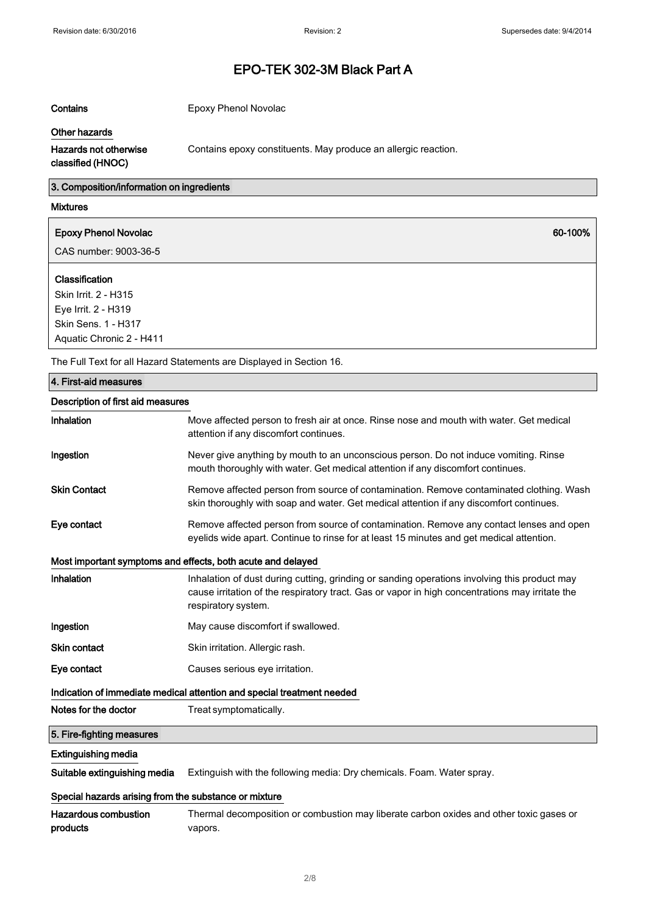# EPO-TEK 302-3M Black Part A

**Contains** Epoxy Phenol Novolac

**Other hazards**

**Hazards not otherwise classified (HNOC)** Contains epoxy constituents. May produce an allergic reaction.

## 3. Composition/information on ingredients

**Mixtures**

**Epoxy Phenol Novolac** **60-100%**

CAS number: 9003-36-5

**Classification**

Skin Irrit. 2 - H315
Eye Irrit. 2 - H319
Skin Sens. 1 - H317
Aquatic Chronic 2 - H411

The Full Text for all Hazard Statements are Displayed in Section 16.

## 4. First-aid measures

**Description of first aid measures**

**Inhalation** Move affected person to fresh air at once. Rinse nose and mouth with water. Get medical attention if any discomfort continues.

**Ingestion** Never give anything by mouth to an unconscious person. Do not induce vomiting. Rinse mouth thoroughly with water. Get medical attention if any discomfort continues.

**Skin Contact** Remove affected person from source of contamination. Remove contaminated clothing. Wash skin thoroughly with soap and water. Get medical attention if any discomfort continues.

**Eye contact** Remove affected person from source of contamination. Remove any contact lenses and open eyelids wide apart. Continue to rinse for at least 15 minutes and get medical attention.

**Most important symptoms and effects, both acute and delayed**

**Inhalation** Inhalation of dust during cutting, grinding or sanding operations involving this product may cause irritation of the respiratory tract. Gas or vapor in high concentrations may irritate the respiratory system.

**Ingestion** May cause discomfort if swallowed.

**Skin contact** Skin irritation. Allergic rash.

**Eye contact** Causes serious eye irritation.

**Indication of immediate medical attention and special treatment needed**

**Notes for the doctor** Treat symptomatically.

## 5. Fire-fighting measures

**Extinguishing media**

**Suitable extinguishing media** Extinguish with the following media: Dry chemicals. Foam. Water spray.

**Special hazards arising from the substance or mixture**

**Hazardous combustion products** Thermal decomposition or combustion may liberate carbon oxides and other toxic gases or vapors.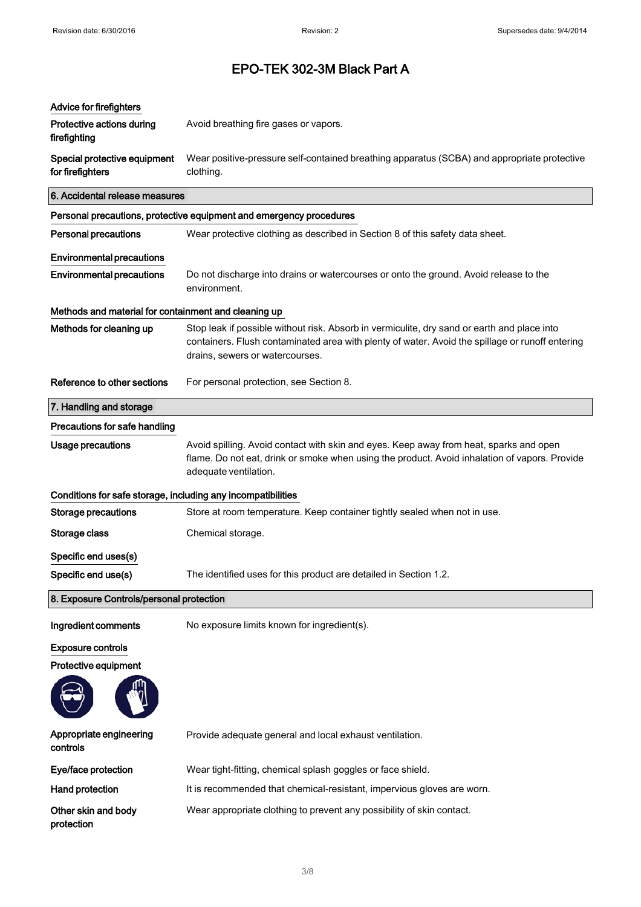# EPO-TEK 302-3M Black Part A

**Advice for firefighters**

| | |
|---|---|
| **Protective actions during firefighting** | Avoid breathing fire gases or vapors. |
| **Special protective equipment for firefighters** | Wear positive-pressure self-contained breathing apparatus (SCBA) and appropriate protective clothing. |

## 6. Accidental release measures

**Personal precautions, protective equipment and emergency procedures**

| | |
|---|---|
| **Personal precautions** | Wear protective clothing as described in Section 8 of this safety data sheet. |

**Environmental precautions**

| | |
|---|---|
| **Environmental precautions** | Do not discharge into drains or watercourses or onto the ground. Avoid release to the environment. |

**Methods and material for containment and cleaning up**

| | |
|---|---|
| **Methods for cleaning up** | Stop leak if possible without risk. Absorb in vermiculite, dry sand or earth and place into containers. Flush contaminated area with plenty of water. Avoid the spillage or runoff entering drains, sewers or watercourses. |
| **Reference to other sections** | For personal protection, see Section 8. |

## 7. Handling and storage

**Precautions for safe handling**

| | |
|---|---|
| **Usage precautions** | Avoid spilling. Avoid contact with skin and eyes. Keep away from heat, sparks and open flame. Do not eat, drink or smoke when using the product. Avoid inhalation of vapors. Provide adequate ventilation. |

**Conditions for safe storage, including any incompatibilities**

| | |
|---|---|
| **Storage precautions** | Store at room temperature. Keep container tightly sealed when not in use. |
| **Storage class** | Chemical storage. |

**Specific end uses(s)**

| | |
|---|---|
| **Specific end use(s)** | The identified uses for this product are detailed in Section 1.2. |

## 8. Exposure Controls/personal protection

| | |
|---|---|
| **Ingredient comments** | No exposure limits known for ingredient(s). |

**Exposure controls**

**Protective equipment**

| | |
|---|---|
| **Appropriate engineering controls** | Provide adequate general and local exhaust ventilation. |
| **Eye/face protection** | Wear tight-fitting, chemical splash goggles or face shield. |
| **Hand protection** | It is recommended that chemical-resistant, impervious gloves are worn. |
| **Other skin and body protection** | Wear appropriate clothing to prevent any possibility of skin contact. |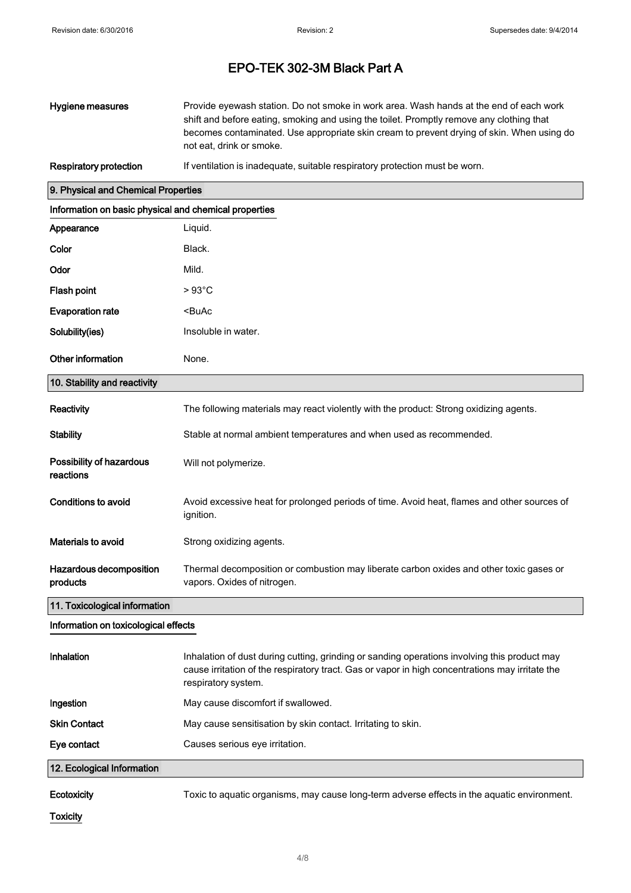# EPO-TEK 302-3M Black Part A

| | |
|---|---|
| **Hygiene measures** | Provide eyewash station. Do not smoke in work area. Wash hands at the end of each work shift and before eating, smoking and using the toilet. Promptly remove any clothing that becomes contaminated. Use appropriate skin cream to prevent drying of skin. When using do not eat, drink or smoke. |
| **Respiratory protection** | If ventilation is inadequate, suitable respiratory protection must be worn. |

## 9. Physical and Chemical Properties

### Information on basic physical and chemical properties

| | |
|---|---|
| **Appearance** | Liquid. |
| **Color** | Black. |
| **Odor** | Mild. |
| **Flash point** | > 93°C |
| **Evaporation rate** | <BuAc |
| **Solubility(ies)** | Insoluble in water. |
| **Other information** | None. |

## 10. Stability and reactivity

| | |
|---|---|
| **Reactivity** | The following materials may react violently with the product: Strong oxidizing agents. |
| **Stability** | Stable at normal ambient temperatures and when used as recommended. |
| **Possibility of hazardous reactions** | Will not polymerize. |
| **Conditions to avoid** | Avoid excessive heat for prolonged periods of time. Avoid heat, flames and other sources of ignition. |
| **Materials to avoid** | Strong oxidizing agents. |
| **Hazardous decomposition products** | Thermal decomposition or combustion may liberate carbon oxides and other toxic gases or vapors. Oxides of nitrogen. |

## 11. Toxicological information

### Information on toxicological effects

| | |
|---|---|
| **Inhalation** | Inhalation of dust during cutting, grinding or sanding operations involving this product may cause irritation of the respiratory tract. Gas or vapor in high concentrations may irritate the respiratory system. |
| **Ingestion** | May cause discomfort if swallowed. |
| **Skin Contact** | May cause sensitisation by skin contact. Irritating to skin. |
| **Eye contact** | Causes serious eye irritation. |

## 12. Ecological Information

| | |
|---|---|
| **Ecotoxicity** | Toxic to aquatic organisms, may cause long-term adverse effects in the aquatic environment. |

### Toxicity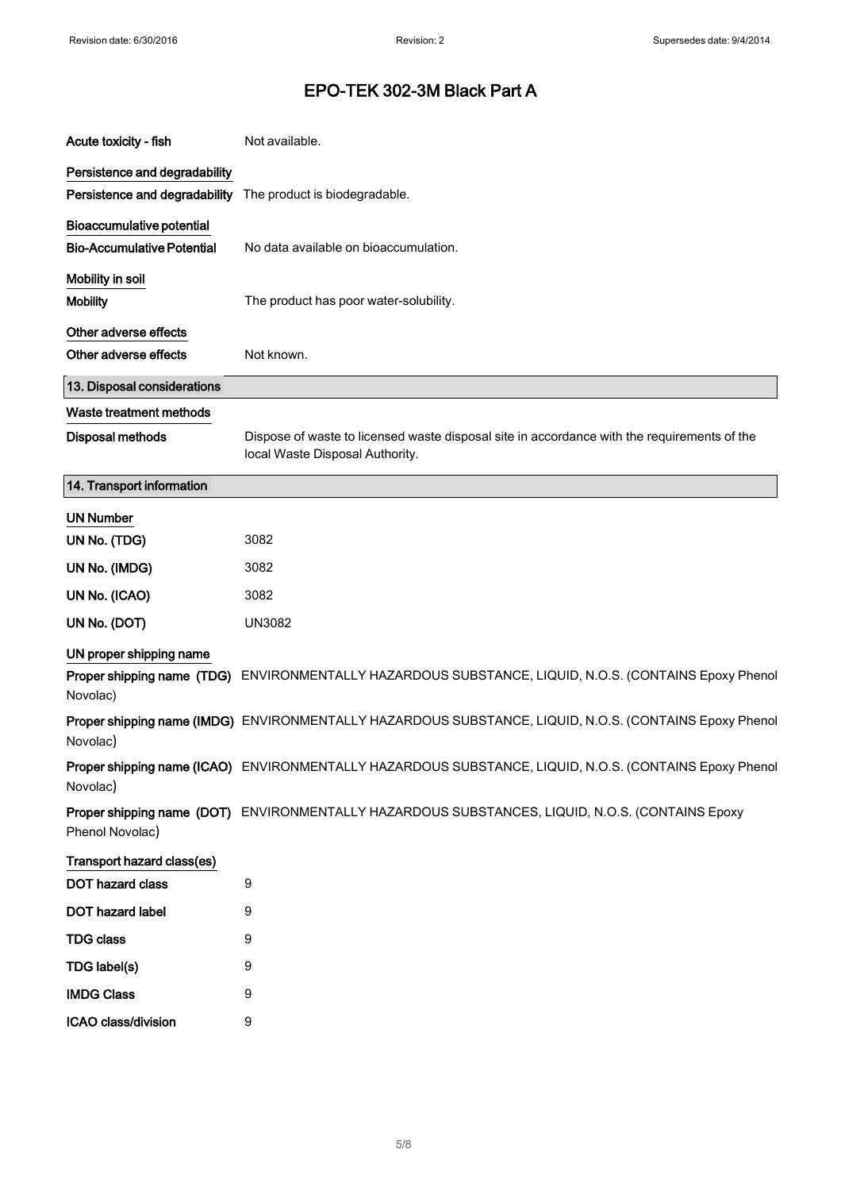| | |
|---|---|
| **Acute toxicity - fish** | Not available. |

**Persistence and degradability**

| | |
|---|---|
| **Persistence and degradability** | The product is biodegradable. |

**Bioaccumulative potential**

| | |
|---|---|
| **Bio-Accumulative Potential** | No data available on bioaccumulation. |

**Mobility in soil**

| | |
|---|---|
| **Mobility** | The product has poor water-solubility. |

**Other adverse effects**

| | |
|---|---|
| **Other adverse effects** | Not known. |

## 13. Disposal considerations

**Waste treatment methods**

| | |
|---|---|
| **Disposal methods** | Dispose of waste to licensed waste disposal site in accordance with the requirements of the local Waste Disposal Authority. |

## 14. Transport information

**UN Number**

| | |
|---|---|
| **UN No. (TDG)** | 3082 |
| **UN No. (IMDG)** | 3082 |
| **UN No. (ICAO)** | 3082 |
| **UN No. (DOT)** | UN3082 |

**UN proper shipping name**

**Proper shipping name (TDG)** ENVIRONMENTALLY HAZARDOUS SUBSTANCE, LIQUID, N.O.S. (CONTAINS Epoxy Phenol Novolac)

**Proper shipping name (IMDG)** ENVIRONMENTALLY HAZARDOUS SUBSTANCE, LIQUID, N.O.S. (CONTAINS Epoxy Phenol Novolac)

**Proper shipping name (ICAO)** ENVIRONMENTALLY HAZARDOUS SUBSTANCE, LIQUID, N.O.S. (CONTAINS Epoxy Phenol Novolac)

**Proper shipping name (DOT)** ENVIRONMENTALLY HAZARDOUS SUBSTANCES, LIQUID, N.O.S. (CONTAINS Epoxy Phenol Novolac)

**Transport hazard class(es)**

| | |
|---|---|
| **DOT hazard class** | 9 |
| **DOT hazard label** | 9 |
| **TDG class** | 9 |
| **TDG label(s)** | 9 |
| **IMDG Class** | 9 |
| **ICAO class/division** | 9 |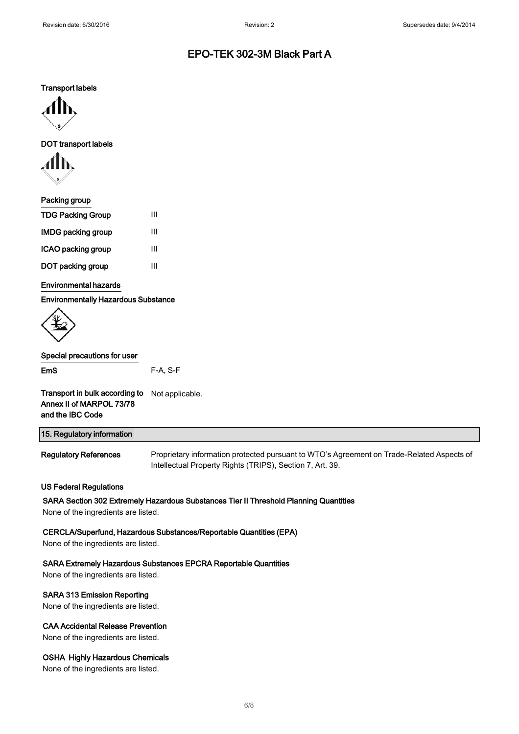**Transport labels**

**DOT transport labels**

**Packing group**

| | |
|---|---|
| **TDG Packing Group** | III |
| **IMDG packing group** | III |
| **ICAO packing group** | III |
| **DOT packing group** | III |

**Environmental hazards**

**Environmentally Hazardous Substance**

**Special precautions for user**

| | |
|---|---|
| **EmS** | F-A, S-F |
| **Transport in bulk according to Annex II of MARPOL 73/78 and the IBC Code** | Not applicable. |

## 15. Regulatory information

**Regulatory References** Proprietary information protected pursuant to WTO's Agreement on Trade-Related Aspects of Intellectual Property Rights (TRIPS), Section 7, Art. 39.

**US Federal Regulations**

**SARA Section 302 Extremely Hazardous Substances Tier II Threshold Planning Quantities**
None of the ingredients are listed.

**CERCLA/Superfund, Hazardous Substances/Reportable Quantities (EPA)**
None of the ingredients are listed.

**SARA Extremely Hazardous Substances EPCRA Reportable Quantities**
None of the ingredients are listed.

**SARA 313 Emission Reporting**
None of the ingredients are listed.

**CAA Accidental Release Prevention**
None of the ingredients are listed.

**OSHA Highly Hazardous Chemicals**
None of the ingredients are listed.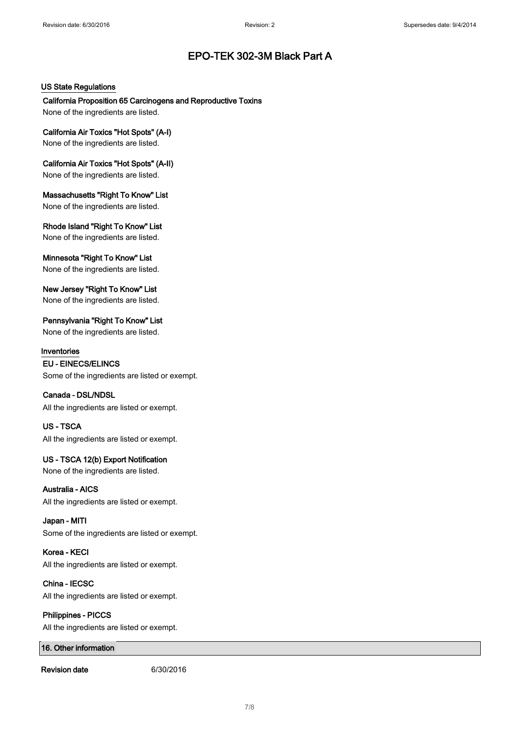## US State Regulations

**California Proposition 65 Carcinogens and Reproductive Toxins**
None of the ingredients are listed.

**California Air Toxics "Hot Spots" (A-I)**
None of the ingredients are listed.

**California Air Toxics "Hot Spots" (A-II)**
None of the ingredients are listed.

**Massachusetts "Right To Know" List**
None of the ingredients are listed.

**Rhode Island "Right To Know" List**
None of the ingredients are listed.

**Minnesota "Right To Know" List**
None of the ingredients are listed.

**New Jersey "Right To Know" List**
None of the ingredients are listed.

**Pennsylvania "Right To Know" List**
None of the ingredients are listed.

## Inventories

**EU - EINECS/ELINCS**
Some of the ingredients are listed or exempt.

**Canada - DSL/NDSL**
All the ingredients are listed or exempt.

**US - TSCA**
All the ingredients are listed or exempt.

**US - TSCA 12(b) Export Notification**
None of the ingredients are listed.

**Australia - AICS**
All the ingredients are listed or exempt.

**Japan - MITI**
Some of the ingredients are listed or exempt.

**Korea - KECI**
All the ingredients are listed or exempt.

**China - IECSC**
All the ingredients are listed or exempt.

**Philippines - PICCS**
All the ingredients are listed or exempt.

## 16. Other information

**Revision date** 6/30/2016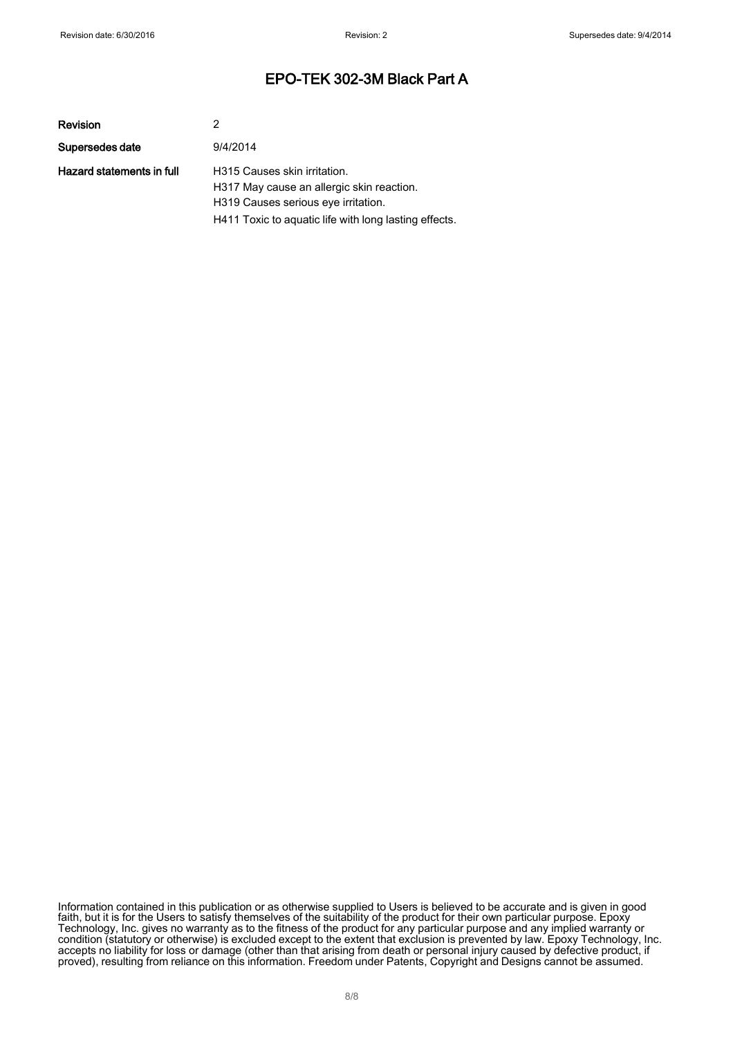# EPO-TEK 302-3M Black Part A

| | |
|---|---|
| **Revision** | 2 |
| **Supersedes date** | 9/4/2014 |
| **Hazard statements in full** | H315 Causes skin irritation.<br>H317 May cause an allergic skin reaction.<br>H319 Causes serious eye irritation.<br>H411 Toxic to aquatic life with long lasting effects. |

Information contained in this publication or as otherwise supplied to Users is believed to be accurate and is given in good faith, but it is for the Users to satisfy themselves of the suitability of the product for their own particular purpose. Epoxy Technology, Inc. gives no warranty as to the fitness of the product for any particular purpose and any implied warranty or condition (statutory or otherwise) is excluded except to the extent that exclusion is prevented by law. Epoxy Technology, Inc. accepts no liability for loss or damage (other than that arising from death or personal injury caused by defective product, if proved), resulting from reliance on this information. Freedom under Patents, Copyright and Designs cannot be assumed.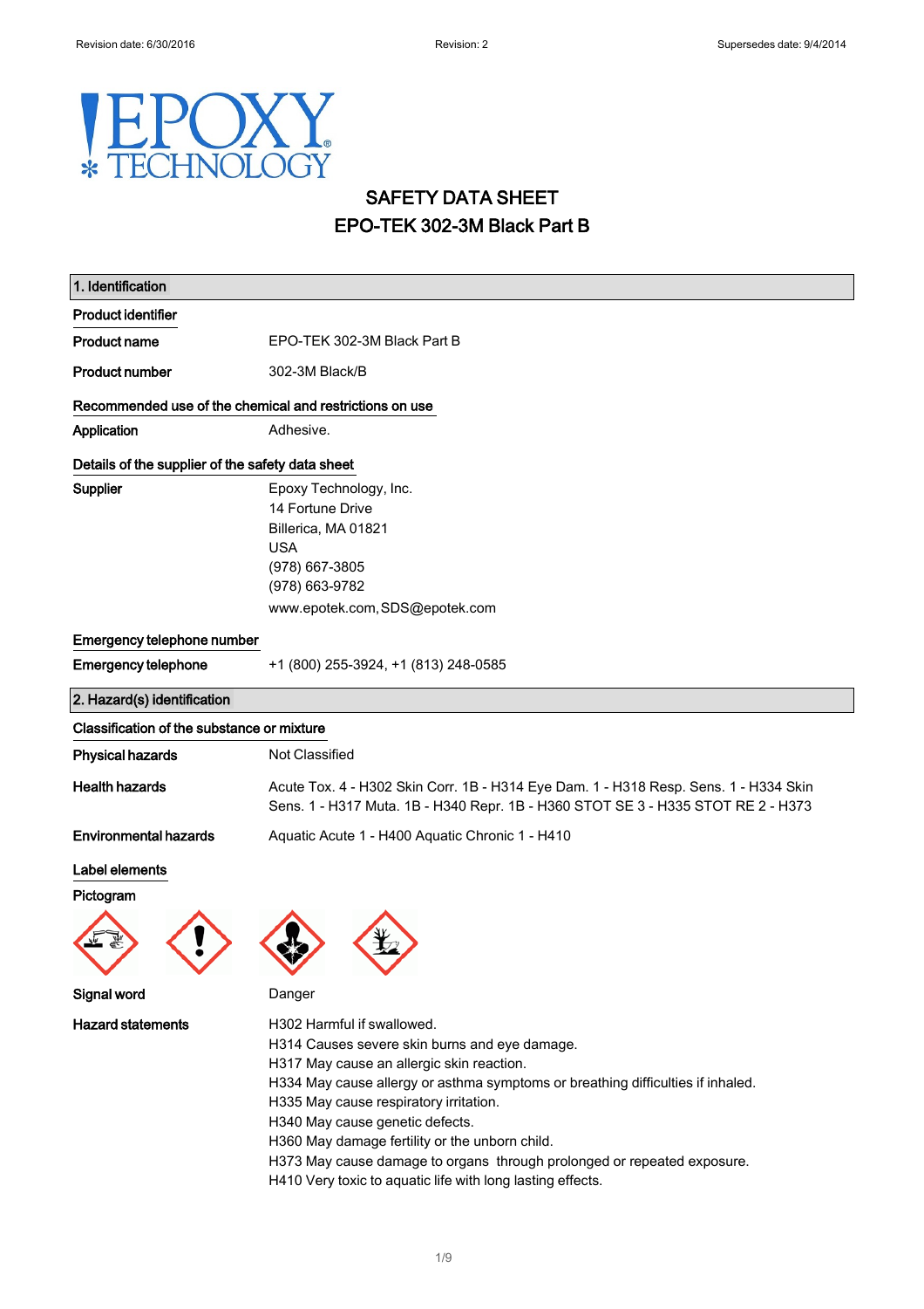# SAFETY DATA SHEET

## EPO-TEK 302-3M Black Part B

## 1. Identification

### Product identifier

| | |
|---|---|
| **Product name** | EPO-TEK 302-3M Black Part B |
| **Product number** | 302-3M Black/B |

### Recommended use of the chemical and restrictions on use

| | |
|---|---|
| **Application** | Adhesive. |

### Details of the supplier of the safety data sheet

| | |
|---|---|
| **Supplier** | Epoxy Technology, Inc.<br>14 Fortune Drive<br>Billerica, MA 01821<br>USA<br>(978) 667-3805<br>(978) 663-9782<br>www.epotek.com, SDS@epotek.com |

### Emergency telephone number

| | |
|---|---|
| **Emergency telephone** | +1 (800) 255-3924, +1 (813) 248-0585 |

## 2. Hazard(s) identification

### Classification of the substance or mixture

| | |
|---|---|
| **Physical hazards** | Not Classified |
| **Health hazards** | Acute Tox. 4 - H302 Skin Corr. 1B - H314 Eye Dam. 1 - H318 Resp. Sens. 1 - H334 Skin Sens. 1 - H317 Muta. 1B - H340 Repr. 1B - H360 STOT SE 3 - H335 STOT RE 2 - H373 |
| **Environmental hazards** | Aquatic Acute 1 - H400 Aquatic Chronic 1 - H410 |

### Label elements

**Pictogram**

| | |
|---|---|
| **Signal word** | Danger |
| **Hazard statements** | H302 Harmful if swallowed.<br>H314 Causes severe skin burns and eye damage.<br>H317 May cause an allergic skin reaction.<br>H334 May cause allergy or asthma symptoms or breathing difficulties if inhaled.<br>H335 May cause respiratory irritation.<br>H340 May cause genetic defects.<br>H360 May damage fertility or the unborn child.<br>H373 May cause damage to organs through prolonged or repeated exposure.<br>H410 Very toxic to aquatic life with long lasting effects. |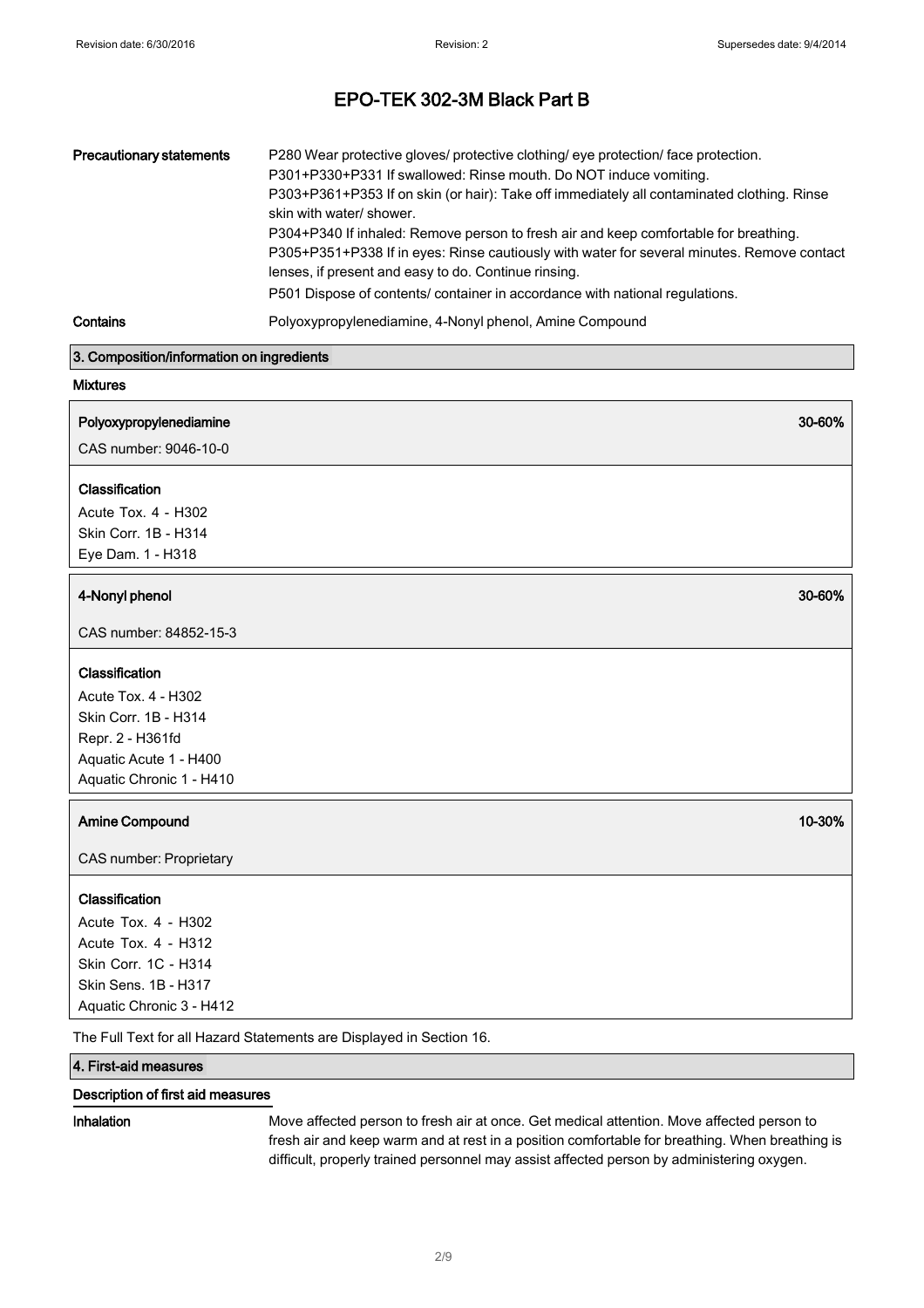# EPO-TEK 302-3M Black Part B

| | |
|---|---|
| **Precautionary statements** | P280 Wear protective gloves/ protective clothing/ eye protection/ face protection.<br>P301+P330+P331 If swallowed: Rinse mouth. Do NOT induce vomiting.<br>P303+P361+P353 If on skin (or hair): Take off immediately all contaminated clothing. Rinse skin with water/ shower.<br>P304+P340 If inhaled: Remove person to fresh air and keep comfortable for breathing.<br>P305+P351+P338 If in eyes: Rinse cautiously with water for several minutes. Remove contact lenses, if present and easy to do. Continue rinsing.<br>P501 Dispose of contents/ container in accordance with national regulations. |
| **Contains** | Polyoxypropylenediamine, 4-Nonyl phenol, Amine Compound |

## 3. Composition/information on ingredients

### Mixtures

**Polyoxypropylenediamine** 30-60%

CAS number: 9046-10-0

**Classification**

Acute Tox. 4 - H302
Skin Corr. 1B - H314
Eye Dam. 1 - H318

**4-Nonyl phenol** 30-60%

CAS number: 84852-15-3

**Classification**

Acute Tox. 4 - H302
Skin Corr. 1B - H314
Repr. 2 - H361fd
Aquatic Acute 1 - H400
Aquatic Chronic 1 - H410

**Amine Compound** 10-30%

CAS number: Proprietary

**Classification**

Acute Tox. 4 - H302
Acute Tox. 4 - H312
Skin Corr. 1C - H314
Skin Sens. 1B - H317
Aquatic Chronic 3 - H412

The Full Text for all Hazard Statements are Displayed in Section 16.

## 4. First-aid measures

### Description of first aid measures

**Inhalation** Move affected person to fresh air at once. Get medical attention. Move affected person to fresh air and keep warm and at rest in a position comfortable for breathing. When breathing is difficult, properly trained personnel may assist affected person by administering oxygen.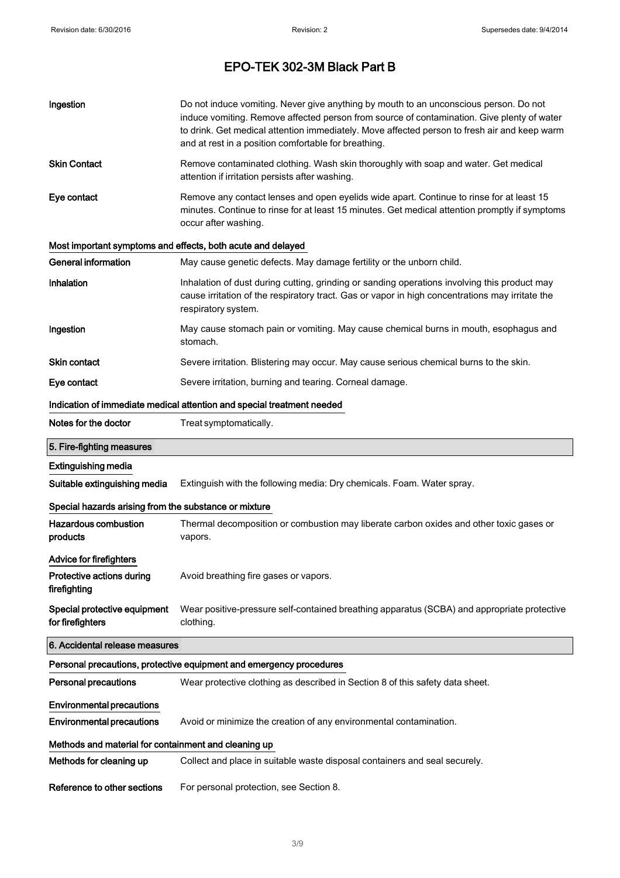| | |
|---|---|
| **Ingestion** | Do not induce vomiting. Never give anything by mouth to an unconscious person. Do not induce vomiting. Remove affected person from source of contamination. Give plenty of water to drink. Get medical attention immediately. Move affected person to fresh air and keep warm and at rest in a position comfortable for breathing. |
| **Skin Contact** | Remove contaminated clothing. Wash skin thoroughly with soap and water. Get medical attention if irritation persists after washing. |
| **Eye contact** | Remove any contact lenses and open eyelids wide apart. Continue to rinse for at least 15 minutes. Continue to rinse for at least 15 minutes. Get medical attention promptly if symptoms occur after washing. |

### Most important symptoms and effects, both acute and delayed

| | |
|---|---|
| **General information** | May cause genetic defects. May damage fertility or the unborn child. |
| **Inhalation** | Inhalation of dust during cutting, grinding or sanding operations involving this product may cause irritation of the respiratory tract. Gas or vapor in high concentrations may irritate the respiratory system. |
| **Ingestion** | May cause stomach pain or vomiting. May cause chemical burns in mouth, esophagus and stomach. |
| **Skin contact** | Severe irritation. Blistering may occur. May cause serious chemical burns to the skin. |
| **Eye contact** | Severe irritation, burning and tearing. Corneal damage. |

### Indication of immediate medical attention and special treatment needed

| | |
|---|---|
| **Notes for the doctor** | Treat symptomatically. |

## 5. Fire-fighting measures

### Extinguishing media

| | |
|---|---|
| **Suitable extinguishing media** | Extinguish with the following media: Dry chemicals. Foam. Water spray. |

### Special hazards arising from the substance or mixture

| | |
|---|---|
| **Hazardous combustion products** | Thermal decomposition or combustion may liberate carbon oxides and other toxic gases or vapors. |

### Advice for firefighters

| | |
|---|---|
| **Protective actions during firefighting** | Avoid breathing fire gases or vapors. |
| **Special protective equipment for firefighters** | Wear positive-pressure self-contained breathing apparatus (SCBA) and appropriate protective clothing. |

## 6. Accidental release measures

### Personal precautions, protective equipment and emergency procedures

| | |
|---|---|
| **Personal precautions** | Wear protective clothing as described in Section 8 of this safety data sheet. |

### Environmental precautions

| | |
|---|---|
| **Environmental precautions** | Avoid or minimize the creation of any environmental contamination. |

### Methods and material for containment and cleaning up

| | |
|---|---|
| **Methods for cleaning up** | Collect and place in suitable waste disposal containers and seal securely. |
| **Reference to other sections** | For personal protection, see Section 8. |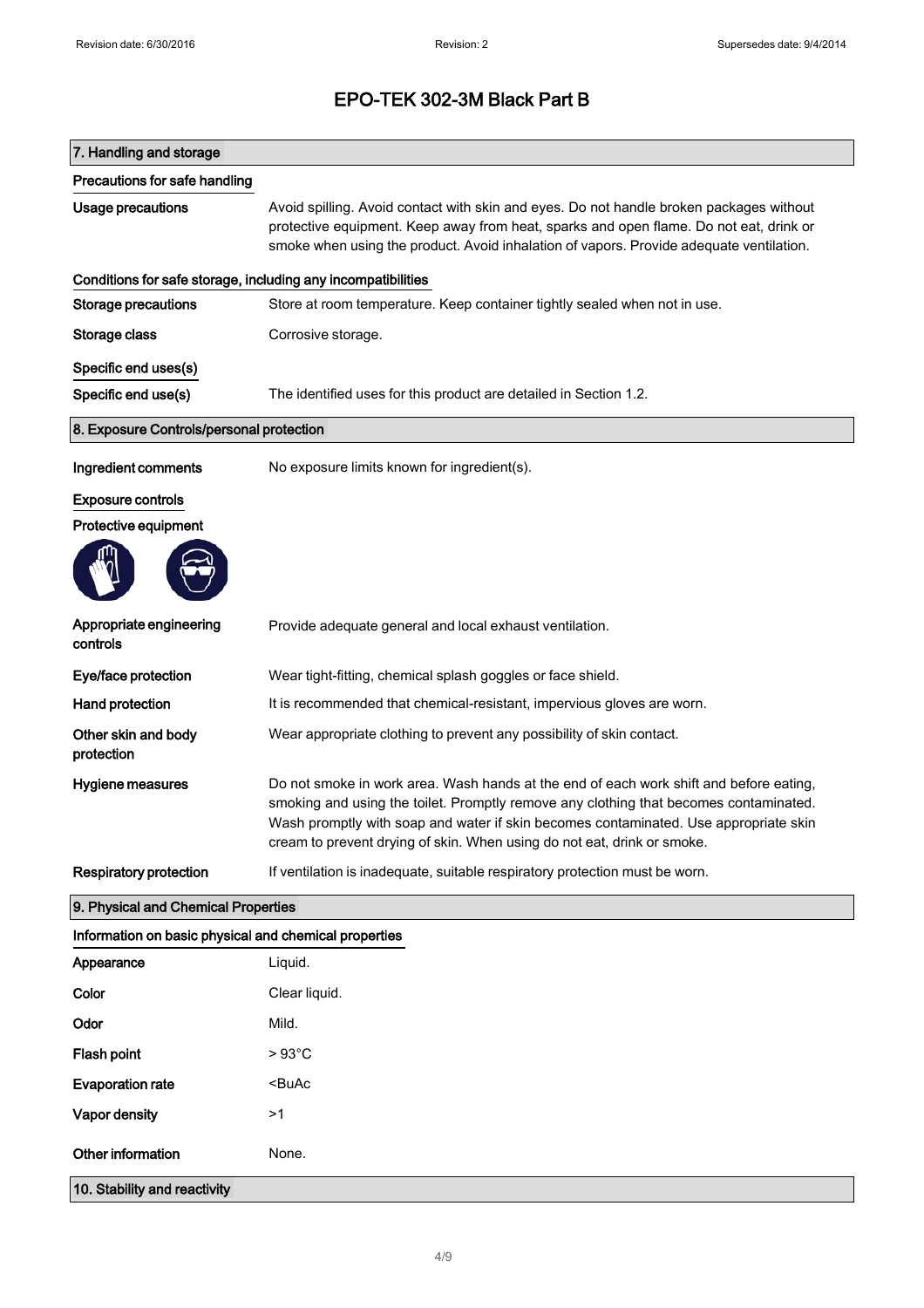# EPO-TEK 302-3M Black Part B

## 7. Handling and storage

### Precautions for safe handling

| | |
|---|---|
| **Usage precautions** | Avoid spilling. Avoid contact with skin and eyes. Do not handle broken packages without protective equipment. Keep away from heat, sparks and open flame. Do not eat, drink or smoke when using the product. Avoid inhalation of vapors. Provide adequate ventilation. |

### Conditions for safe storage, including any incompatibilities

| | |
|---|---|
| **Storage precautions** | Store at room temperature. Keep container tightly sealed when not in use. |
| **Storage class** | Corrosive storage. |

### Specific end uses(s)

| | |
|---|---|
| **Specific end use(s)** | The identified uses for this product are detailed in Section 1.2. |

## 8. Exposure Controls/personal protection

| | |
|---|---|
| **Ingredient comments** | No exposure limits known for ingredient(s). |

### Exposure controls

**Protective equipment**

| | |
|---|---|
| **Appropriate engineering controls** | Provide adequate general and local exhaust ventilation. |
| **Eye/face protection** | Wear tight-fitting, chemical splash goggles or face shield. |
| **Hand protection** | It is recommended that chemical-resistant, impervious gloves are worn. |
| **Other skin and body protection** | Wear appropriate clothing to prevent any possibility of skin contact. |
| **Hygiene measures** | Do not smoke in work area. Wash hands at the end of each work shift and before eating, smoking and using the toilet. Promptly remove any clothing that becomes contaminated. Wash promptly with soap and water if skin becomes contaminated. Use appropriate skin cream to prevent drying of skin. When using do not eat, drink or smoke. |
| **Respiratory protection** | If ventilation is inadequate, suitable respiratory protection must be worn. |

## 9. Physical and Chemical Properties

### Information on basic physical and chemical properties

| | |
|---|---|
| **Appearance** | Liquid. |
| **Color** | Clear liquid. |
| **Odor** | Mild. |
| **Flash point** | > 93°C |
| **Evaporation rate** | <BuAc |
| **Vapor density** | >1 |
| **Other information** | None. |

## 10. Stability and reactivity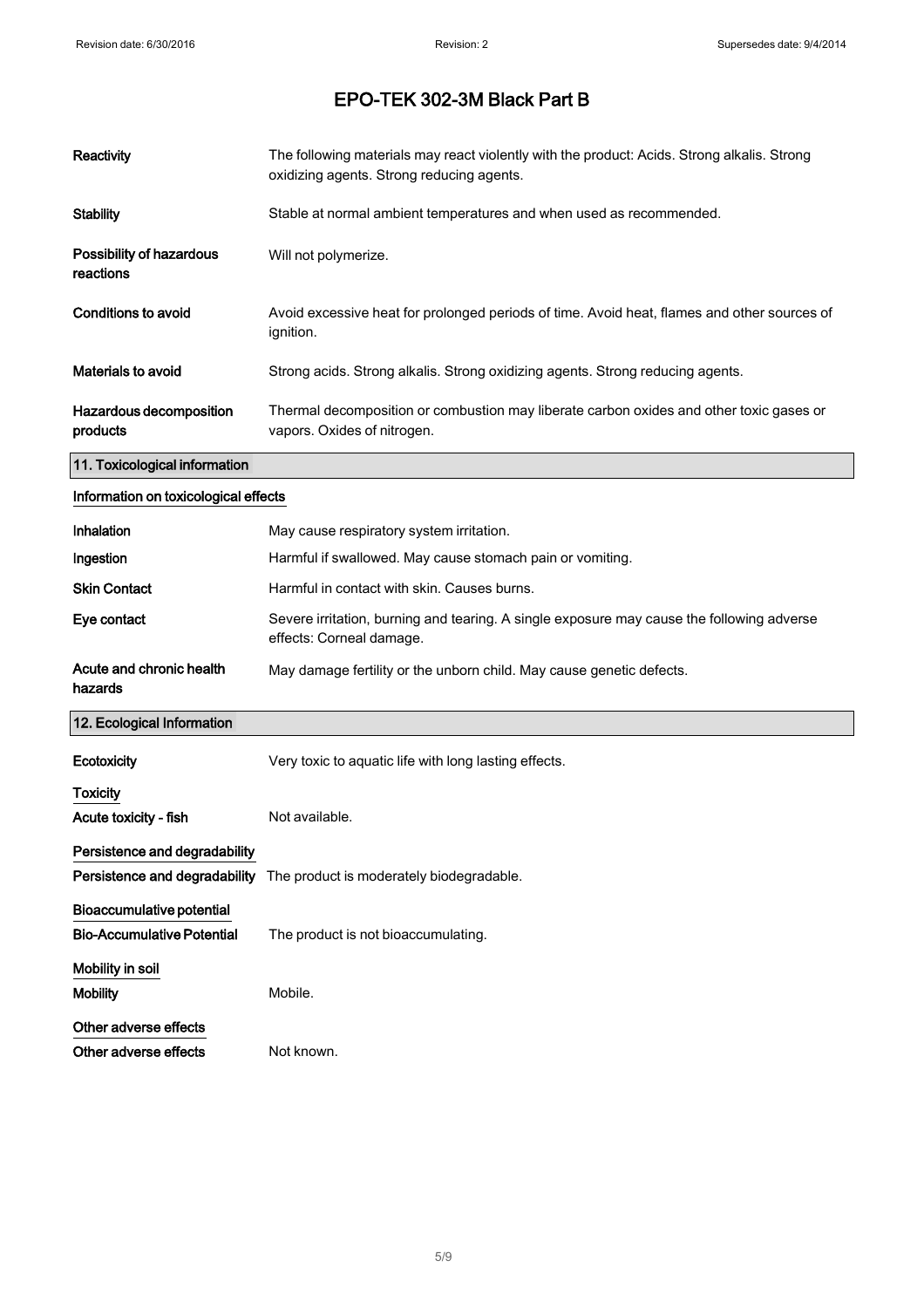| | |
|---|---|
| **Reactivity** | The following materials may react violently with the product: Acids. Strong alkalis. Strong oxidizing agents. Strong reducing agents. |
| **Stability** | Stable at normal ambient temperatures and when used as recommended. |
| **Possibility of hazardous reactions** | Will not polymerize. |
| **Conditions to avoid** | Avoid excessive heat for prolonged periods of time. Avoid heat, flames and other sources of ignition. |
| **Materials to avoid** | Strong acids. Strong alkalis. Strong oxidizing agents. Strong reducing agents. |
| **Hazardous decomposition products** | Thermal decomposition or combustion may liberate carbon oxides and other toxic gases or vapors. Oxides of nitrogen. |

## 11. Toxicological information

### Information on toxicological effects

| | |
|---|---|
| **Inhalation** | May cause respiratory system irritation. |
| **Ingestion** | Harmful if swallowed. May cause stomach pain or vomiting. |
| **Skin Contact** | Harmful in contact with skin. Causes burns. |
| **Eye contact** | Severe irritation, burning and tearing. A single exposure may cause the following adverse effects: Corneal damage. |
| **Acute and chronic health hazards** | May damage fertility or the unborn child. May cause genetic defects. |

## 12. Ecological Information

| | |
|---|---|
| **Ecotoxicity** | Very toxic to aquatic life with long lasting effects. |

### Toxicity

| | |
|---|---|
| **Acute toxicity - fish** | Not available. |

### Persistence and degradability

| | |
|---|---|
| **Persistence and degradability** | The product is moderately biodegradable. |

### Bioaccumulative potential

| | |
|---|---|
| **Bio-Accumulative Potential** | The product is not bioaccumulating. |

### Mobility in soil

| | |
|---|---|
| **Mobility** | Mobile. |

### Other adverse effects

| | |
|---|---|
| **Other adverse effects** | Not known. |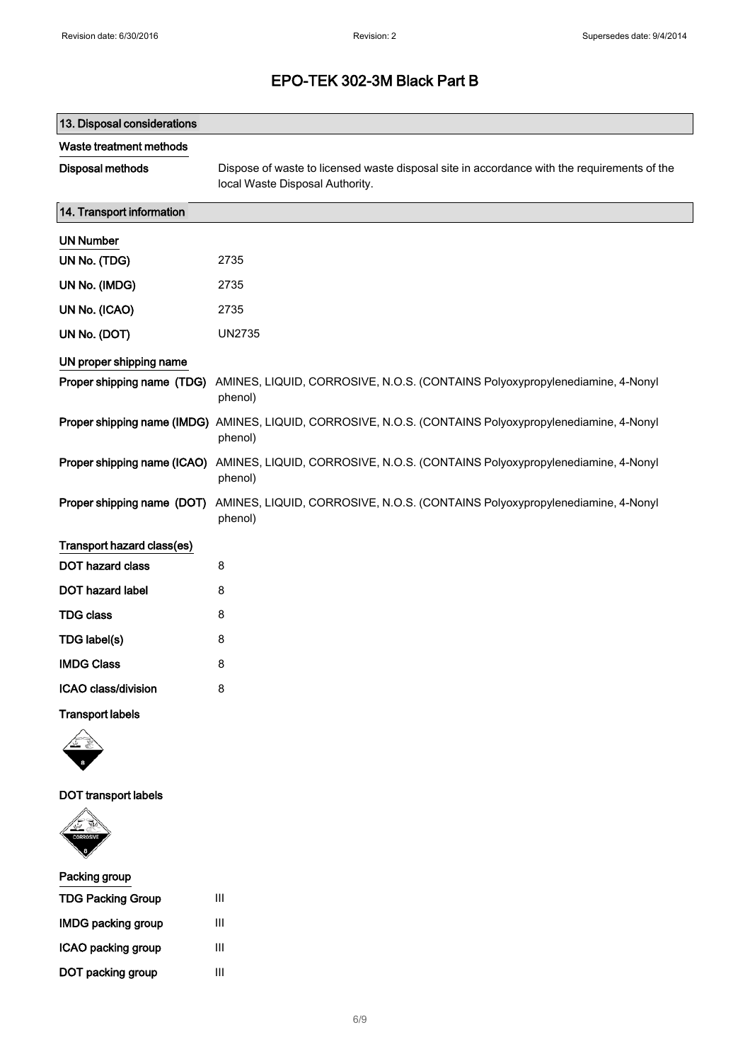# EPO-TEK 302-3M Black Part B

## 13. Disposal considerations

### Waste treatment methods

**Disposal methods** Dispose of waste to licensed waste disposal site in accordance with the requirements of the local Waste Disposal Authority.

## 14. Transport information

### UN Number

| | |
|---|---|
| **UN No. (TDG)** | 2735 |
| **UN No. (IMDG)** | 2735 |
| **UN No. (ICAO)** | 2735 |
| **UN No. (DOT)** | UN2735 |

### UN proper shipping name

| | |
|---|---|
| **Proper shipping name (TDG)** | AMINES, LIQUID, CORROSIVE, N.O.S. (CONTAINS Polyoxypropylenediamine, 4-Nonyl phenol) |
| **Proper shipping name (IMDG)** | AMINES, LIQUID, CORROSIVE, N.O.S. (CONTAINS Polyoxypropylenediamine, 4-Nonyl phenol) |
| **Proper shipping name (ICAO)** | AMINES, LIQUID, CORROSIVE, N.O.S. (CONTAINS Polyoxypropylenediamine, 4-Nonyl phenol) |
| **Proper shipping name (DOT)** | AMINES, LIQUID, CORROSIVE, N.O.S. (CONTAINS Polyoxypropylenediamine, 4-Nonyl phenol) |

### Transport hazard class(es)

| | |
|---|---|
| **DOT hazard class** | 8 |
| **DOT hazard label** | 8 |
| **TDG class** | 8 |
| **TDG label(s)** | 8 |
| **IMDG Class** | 8 |
| **ICAO class/division** | 8 |

### Transport labels

### DOT transport labels

### Packing group

| | |
|---|---|
| **TDG Packing Group** | III |
| **IMDG packing group** | III |
| **ICAO packing group** | III |
| **DOT packing group** | III |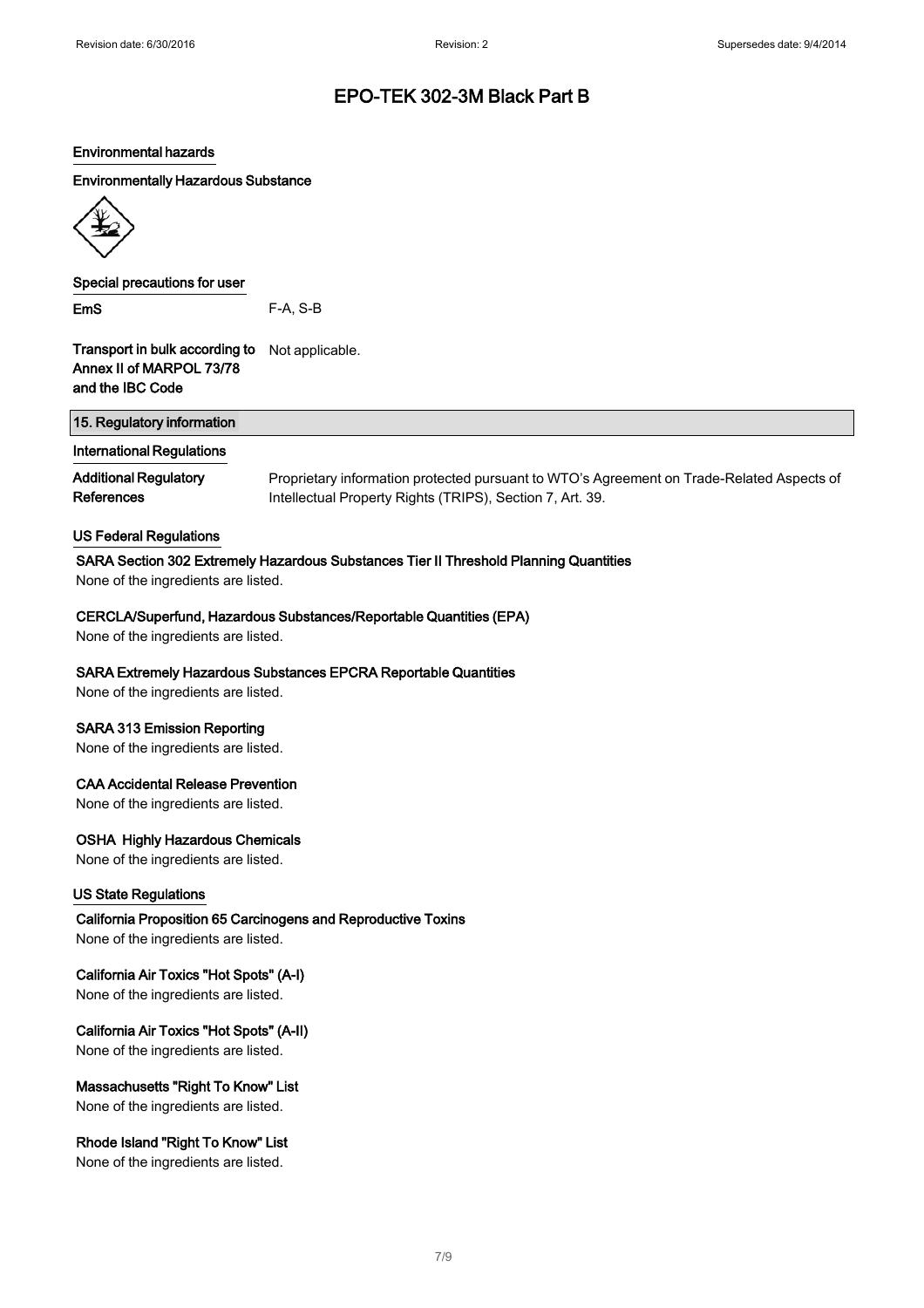# EPO-TEK 302-3M Black Part B

**Environmental hazards**

**Environmentally Hazardous Substance**

**Special precautions for user**

| | |
|---|---|
| **EmS** | F-A, S-B |
| **Transport in bulk according to Annex II of MARPOL 73/78 and the IBC Code** | Not applicable. |

## 15. Regulatory information

**International Regulations**

| | |
|---|---|
| **Additional Regulatory References** | Proprietary information protected pursuant to WTO's Agreement on Trade-Related Aspects of Intellectual Property Rights (TRIPS), Section 7, Art. 39. |

**US Federal Regulations**

**SARA Section 302 Extremely Hazardous Substances Tier II Threshold Planning Quantities**

None of the ingredients are listed.

**CERCLA/Superfund, Hazardous Substances/Reportable Quantities (EPA)**

None of the ingredients are listed.

**SARA Extremely Hazardous Substances EPCRA Reportable Quantities**

None of the ingredients are listed.

**SARA 313 Emission Reporting**

None of the ingredients are listed.

**CAA Accidental Release Prevention**

None of the ingredients are listed.

**OSHA Highly Hazardous Chemicals**

None of the ingredients are listed.

**US State Regulations**

**California Proposition 65 Carcinogens and Reproductive Toxins**

None of the ingredients are listed.

**California Air Toxics "Hot Spots" (A-I)**

None of the ingredients are listed.

**California Air Toxics "Hot Spots" (A-II)**

None of the ingredients are listed.

**Massachusetts "Right To Know" List**

None of the ingredients are listed.

**Rhode Island "Right To Know" List**

None of the ingredients are listed.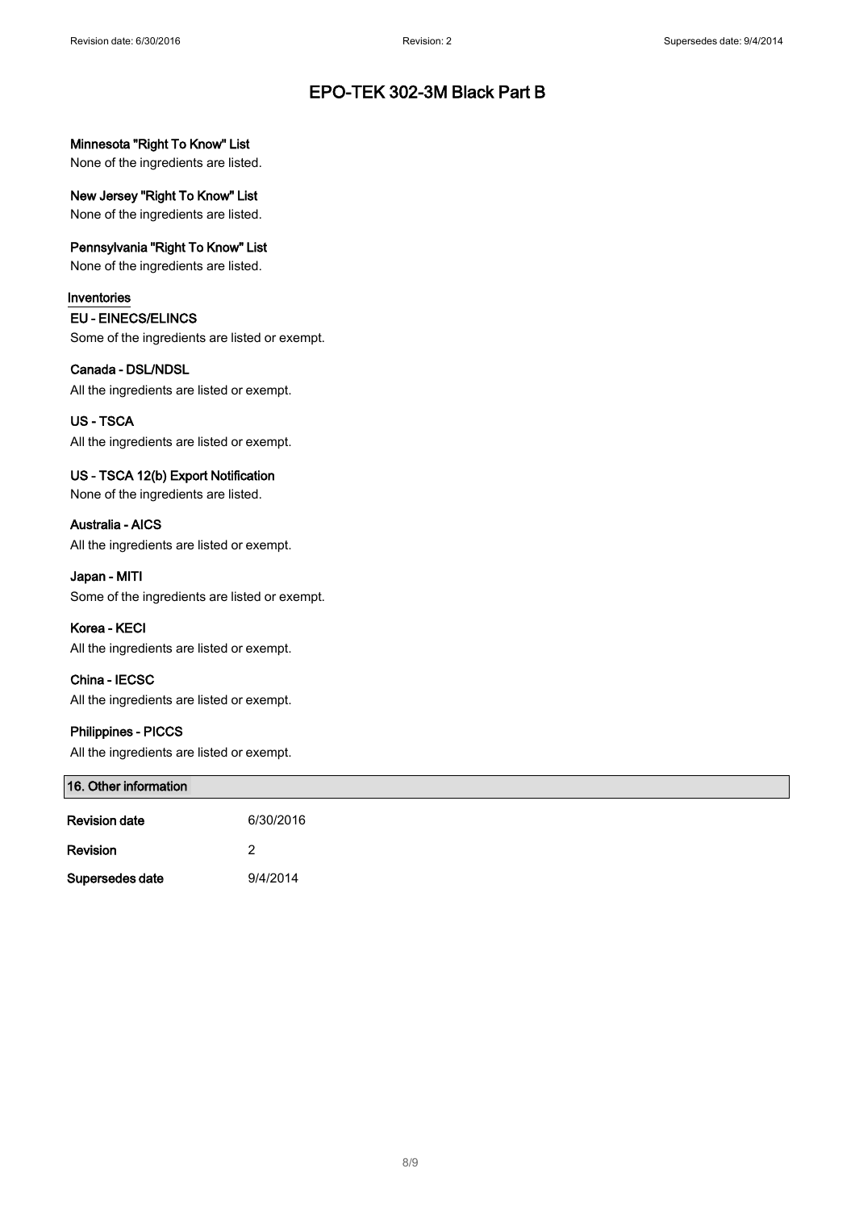**Minnesota "Right To Know" List**

None of the ingredients are listed.

**New Jersey "Right To Know" List**

None of the ingredients are listed.

**Pennsylvania "Right To Know" List**

None of the ingredients are listed.

## Inventories

**EU - EINECS/ELINCS**

Some of the ingredients are listed or exempt.

**Canada - DSL/NDSL**

All the ingredients are listed or exempt.

**US - TSCA**

All the ingredients are listed or exempt.

**US - TSCA 12(b) Export Notification**

None of the ingredients are listed.

**Australia - AICS**

All the ingredients are listed or exempt.

**Japan - MITI**

Some of the ingredients are listed or exempt.

**Korea - KECI**

All the ingredients are listed or exempt.

**China - IECSC**

All the ingredients are listed or exempt.

**Philippines - PICCS**

All the ingredients are listed or exempt.

## 16. Other information

| | |
|---|---|
| **Revision date** | 6/30/2016 |
| **Revision** | 2 |
| **Supersedes date** | 9/4/2014 |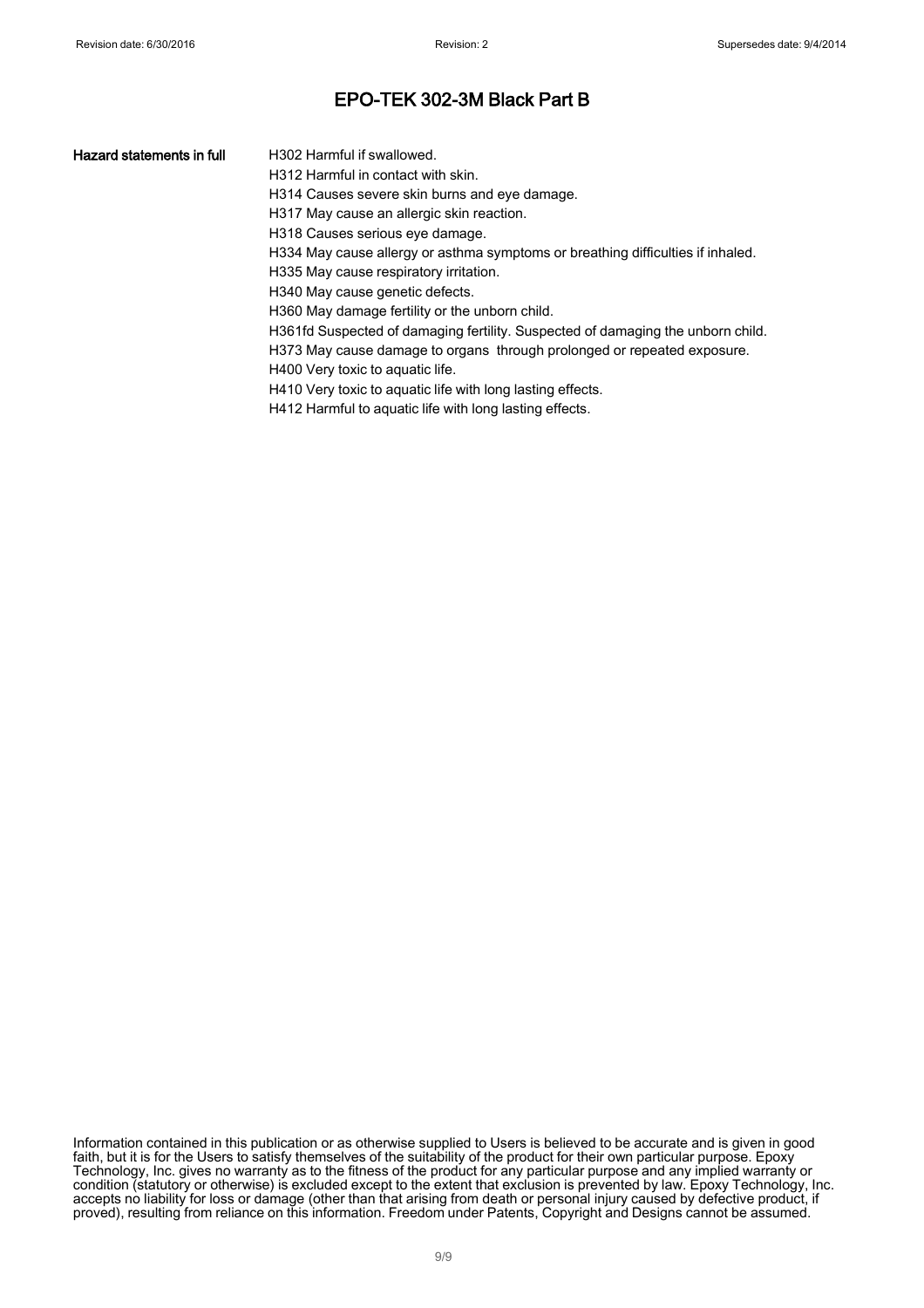**Hazard statements in full**

H302 Harmful if swallowed.
H312 Harmful in contact with skin.
H314 Causes severe skin burns and eye damage.
H317 May cause an allergic skin reaction.
H318 Causes serious eye damage.
H334 May cause allergy or asthma symptoms or breathing difficulties if inhaled.
H335 May cause respiratory irritation.
H340 May cause genetic defects.
H360 May damage fertility or the unborn child.
H361fd Suspected of damaging fertility. Suspected of damaging the unborn child.
H373 May cause damage to organs through prolonged or repeated exposure.
H400 Very toxic to aquatic life.
H410 Very toxic to aquatic life with long lasting effects.
H412 Harmful to aquatic life with long lasting effects.

Information contained in this publication or as otherwise supplied to Users is believed to be accurate and is given in good faith, but it is for the Users to satisfy themselves of the suitability of the product for their own particular purpose. Epoxy Technology, Inc. gives no warranty as to the fitness of the product for any particular purpose and any implied warranty or condition (statutory or otherwise) is excluded except to the extent that exclusion is prevented by law. Epoxy Technology, Inc. accepts no liability for loss or damage (other than that arising from death or personal injury caused by defective product, if proved), resulting from reliance on this information. Freedom under Patents, Copyright and Designs cannot be assumed.